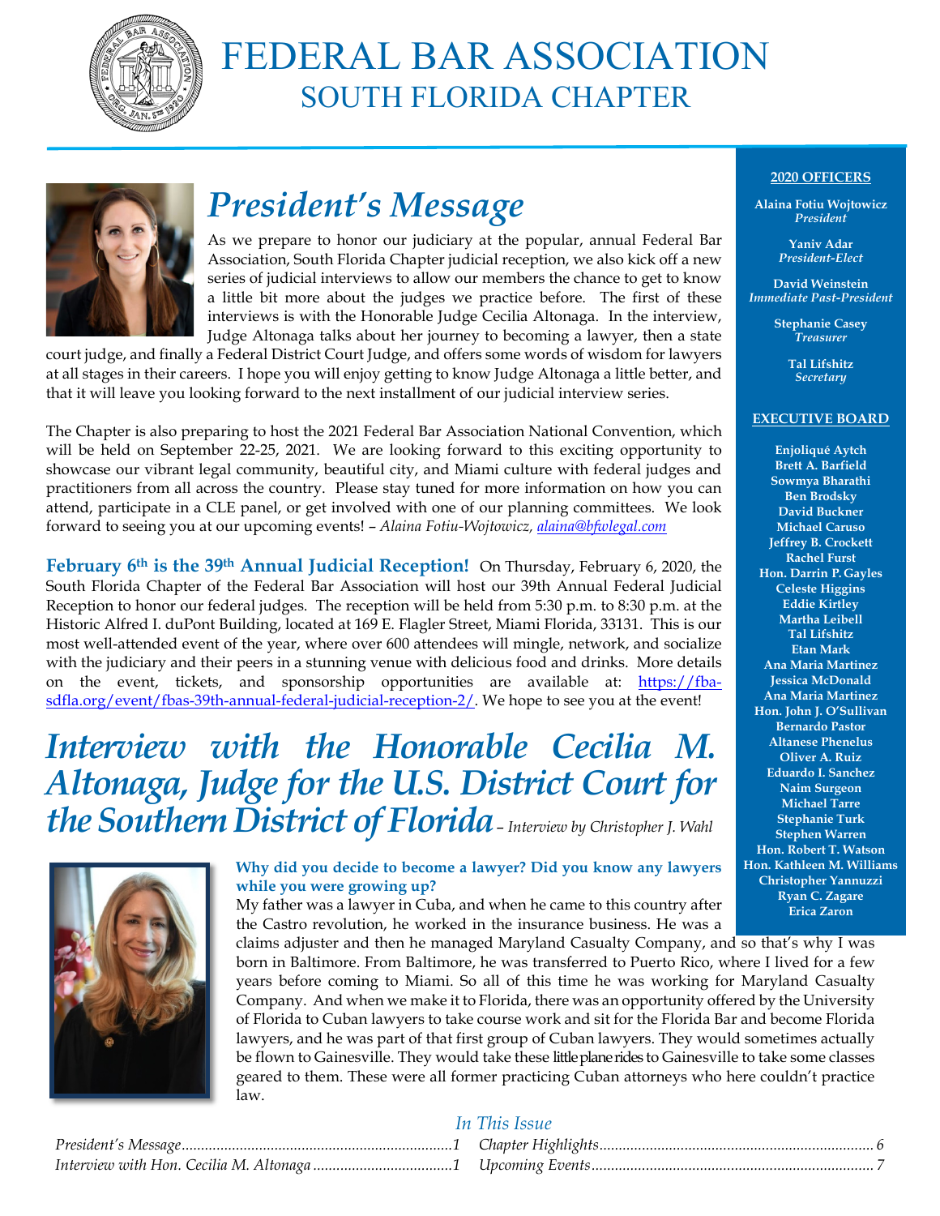# FEDERAL BAR ASSOCIATION
## SOUTH FLORIDA CHAPTER

## *President's Message*

As we prepare to honor our judiciary at the popular, annual Federal Bar Association, South Florida Chapter judicial reception, we also kick off a new series of judicial interviews to allow our members the chance to get to know a little bit more about the judges we practice before. The first of these interviews is with the Honorable Judge Cecilia Altonaga. In the interview, Judge Altonaga talks about her journey to becoming a lawyer, then a state court judge, and finally a Federal District Court Judge, and offers some words of wisdom for lawyers at all stages in their careers. I hope you will enjoy getting to know Judge Altonaga a little better, and that it will leave you looking forward to the next installment of our judicial interview series.

The Chapter is also preparing to host the 2021 Federal Bar Association National Convention, which will be held on September 22-25, 2021. We are looking forward to this exciting opportunity to showcase our vibrant legal community, beautiful city, and Miami culture with federal judges and practitioners from all across the country. Please stay tuned for more information on how you can attend, participate in a CLE panel, or get involved with one of our planning committees. We look forward to seeing you at our upcoming events! – *Alaina Fotiu-Wojtowicz, alaina@bfwlegal.com*

**February 6th is the 39th Annual Judicial Reception!** On Thursday, February 6, 2020, the South Florida Chapter of the Federal Bar Association will host our 39th Annual Federal Judicial Reception to honor our federal judges. The reception will be held from 5:30 p.m. to 8:30 p.m. at the Historic Alfred I. duPont Building, located at 169 E. Flagler Street, Miami Florida, 33131. This is our most well-attended event of the year, where over 600 attendees will mingle, network, and socialize with the judiciary and their peers in a stunning venue with delicious food and drinks. More details on the event, tickets, and sponsorship opportunities are available at: https://fba-sdfla.org/event/fbas-39th-annual-federal-judicial-reception-2/. We hope to see you at the event!

## *Interview with the Honorable Cecilia M. Altonaga, Judge for the U.S. District Court for the Southern District of Florida* – *Interview by Christopher J. Wahl*

**Why did you decide to become a lawyer? Did you know any lawyers while you were growing up?**

My father was a lawyer in Cuba, and when he came to this country after the Castro revolution, he worked in the insurance business. He was a claims adjuster and then he managed Maryland Casualty Company, and so that's why I was born in Baltimore. From Baltimore, he was transferred to Puerto Rico, where I lived for a few years before coming to Miami. So all of this time he was working for Maryland Casualty Company. And when we make it to Florida, there was an opportunity offered by the University of Florida to Cuban lawyers to take course work and sit for the Florida Bar and become Florida lawyers, and he was part of that first group of Cuban lawyers. They would sometimes actually be flown to Gainesville. They would take these little plane rides to Gainesville to take some classes geared to them. These were all former practicing Cuban attorneys who here couldn't practice law.

**2020 OFFICERS**

**Alaina Fotiu Wojtowicz**
*President*

**Yaniv Adar**
*President-Elect*

**David Weinstein**
*Immediate Past-President*

**Stephanie Casey**
*Treasurer*

**Tal Lifshitz**
*Secretary*

**EXECUTIVE BOARD**

**Enjoliqué Aytch**
**Brett A. Barfield**
**Sowmya Bharathi**
**Ben Brodsky**
**David Buckner**
**Michael Caruso**
**Jeffrey B. Crockett**
**Rachel Furst**
**Hon. Darrin P. Gayles**
**Celeste Higgins**
**Eddie Kirtley**
**Martha Leibell**
**Tal Lifshitz**
**Etan Mark**
**Ana Maria Martinez**
**Jessica McDonald**
**Ana Maria Martinez**
**Hon. John J. O'Sullivan**
**Bernardo Pastor**
**Altanese Phenelus**
**Oliver A. Ruiz**
**Eduardo I. Sanchez**
**Naim Surgeon**
**Michael Tarre**
**Stephanie Turk**
**Stephen Warren**
**Hon. Robert T. Watson**
**Hon. Kathleen M. Williams**
**Christopher Yannuzzi**
**Ryan C. Zagare**
**Erica Zaron**

### *In This Issue*

| | |
|---|---|
| *President's Message* | 1 |
| *Interview with Hon. Cecilia M. Altonaga* | 1 |
| *Chapter Highlights* | 6 |
| *Upcoming Events* | 7 |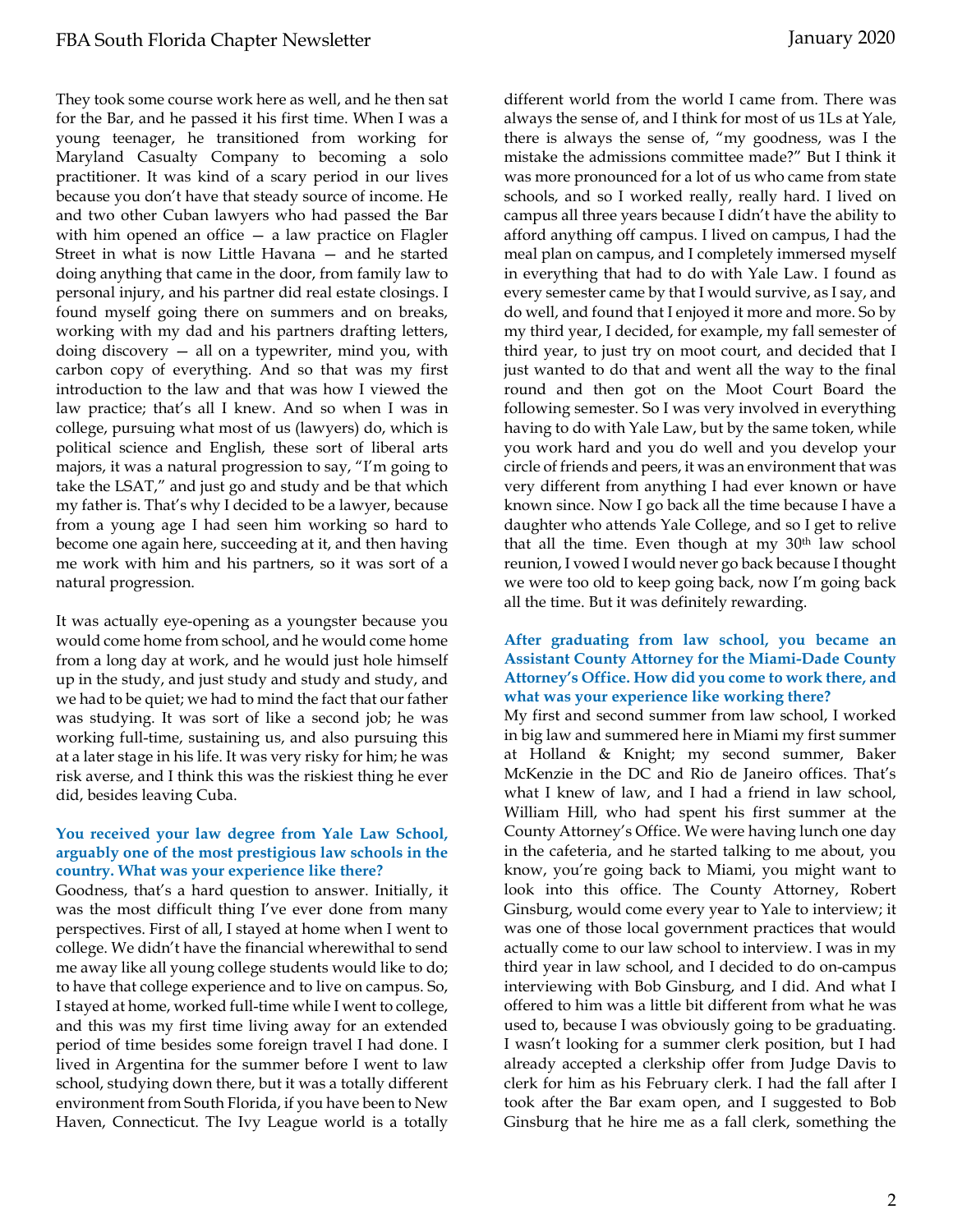They took some course work here as well, and he then sat for the Bar, and he passed it his first time. When I was a young teenager, he transitioned from working for Maryland Casualty Company to becoming a solo practitioner. It was kind of a scary period in our lives because you don't have that steady source of income. He and two other Cuban lawyers who had passed the Bar with him opened an office — a law practice on Flagler Street in what is now Little Havana — and he started doing anything that came in the door, from family law to personal injury, and his partner did real estate closings. I found myself going there on summers and on breaks, working with my dad and his partners drafting letters, doing discovery — all on a typewriter, mind you, with carbon copy of everything. And so that was my first introduction to the law and that was how I viewed the law practice; that's all I knew. And so when I was in college, pursuing what most of us (lawyers) do, which is political science and English, these sort of liberal arts majors, it was a natural progression to say, "I'm going to take the LSAT," and just go and study and be that which my father is. That's why I decided to be a lawyer, because from a young age I had seen him working so hard to become one again here, succeeding at it, and then having me work with him and his partners, so it was sort of a natural progression.

It was actually eye-opening as a youngster because you would come home from school, and he would come home from a long day at work, and he would just hole himself up in the study, and just study and study and study, and we had to be quiet; we had to mind the fact that our father was studying. It was sort of like a second job; he was working full-time, sustaining us, and also pursuing this at a later stage in his life. It was very risky for him; he was risk averse, and I think this was the riskiest thing he ever did, besides leaving Cuba.

**You received your law degree from Yale Law School, arguably one of the most prestigious law schools in the country. What was your experience like there?**

Goodness, that's a hard question to answer. Initially, it was the most difficult thing I've ever done from many perspectives. First of all, I stayed at home when I went to college. We didn't have the financial wherewithal to send me away like all young college students would like to do; to have that college experience and to live on campus. So, I stayed at home, worked full-time while I went to college, and this was my first time living away for an extended period of time besides some foreign travel I had done. I lived in Argentina for the summer before I went to law school, studying down there, but it was a totally different environment from South Florida, if you have been to New Haven, Connecticut. The Ivy League world is a totally different world from the world I came from. There was always the sense of, and I think for most of us 1Ls at Yale, there is always the sense of, "my goodness, was I the mistake the admissions committee made?" But I think it was more pronounced for a lot of us who came from state schools, and so I worked really, really hard. I lived on campus all three years because I didn't have the ability to afford anything off campus. I lived on campus, I had the meal plan on campus, and I completely immersed myself in everything that had to do with Yale Law. I found as every semester came by that I would survive, as I say, and do well, and found that I enjoyed it more and more. So by my third year, I decided, for example, my fall semester of third year, to just try on moot court, and decided that I just wanted to do that and went all the way to the final round and then got on the Moot Court Board the following semester. So I was very involved in everything having to do with Yale Law, but by the same token, while you work hard and you do well and you develop your circle of friends and peers, it was an environment that was very different from anything I had ever known or have known since. Now I go back all the time because I have a daughter who attends Yale College, and so I get to relive that all the time. Even though at my 30th law school reunion, I vowed I would never go back because I thought we were too old to keep going back, now I'm going back all the time. But it was definitely rewarding.

**After graduating from law school, you became an Assistant County Attorney for the Miami-Dade County Attorney's Office. How did you come to work there, and what was your experience like working there?**

My first and second summer from law school, I worked in big law and summered here in Miami my first summer at Holland & Knight; my second summer, Baker McKenzie in the DC and Rio de Janeiro offices. That's what I knew of law, and I had a friend in law school, William Hill, who had spent his first summer at the County Attorney's Office. We were having lunch one day in the cafeteria, and he started talking to me about, you know, you're going back to Miami, you might want to look into this office. The County Attorney, Robert Ginsburg, would come every year to Yale to interview; it was one of those local government practices that would actually come to our law school to interview. I was in my third year in law school, and I decided to do on-campus interviewing with Bob Ginsburg, and I did. And what I offered to him was a little bit different from what he was used to, because I was obviously going to be graduating. I wasn't looking for a summer clerk position, but I had already accepted a clerkship offer from Judge Davis to clerk for him as his February clerk. I had the fall after I took after the Bar exam open, and I suggested to Bob Ginsburg that he hire me as a fall clerk, something the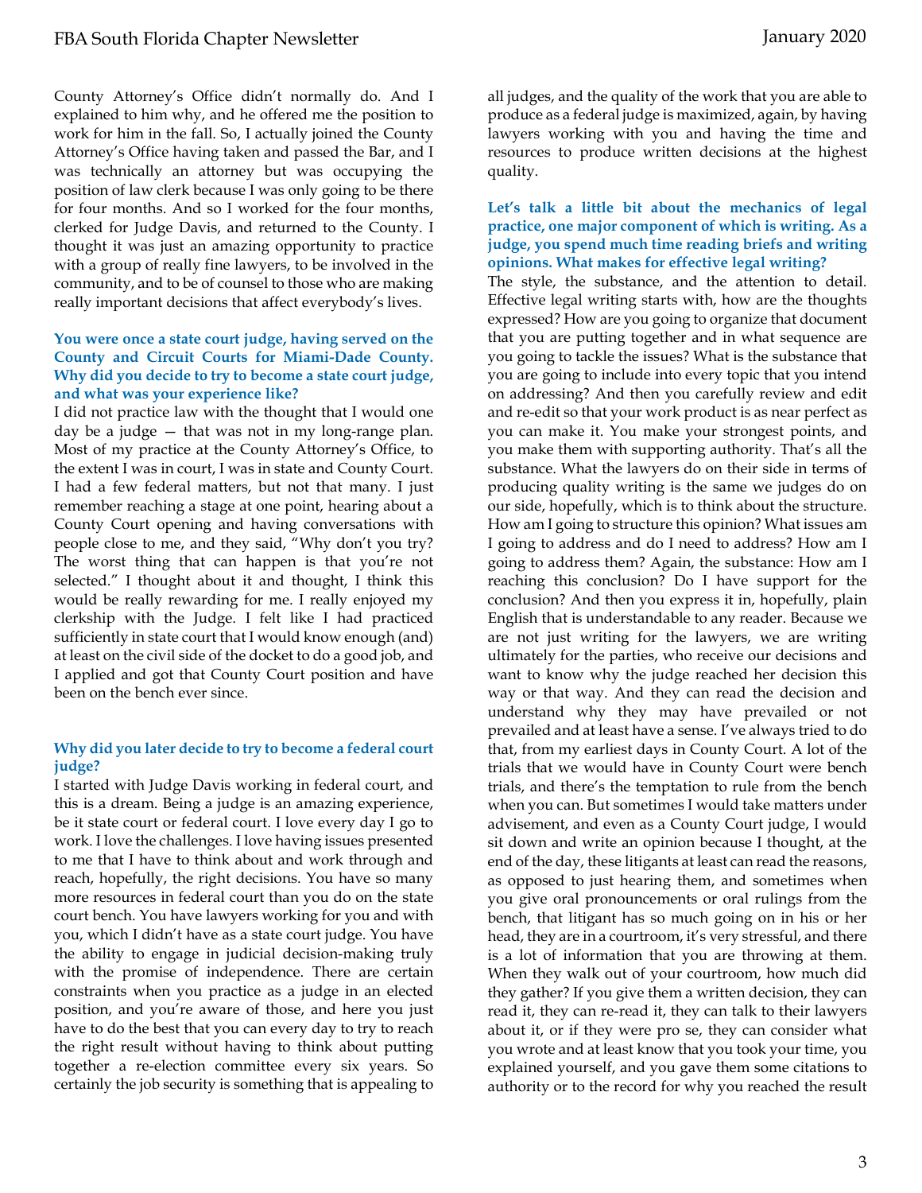County Attorney's Office didn't normally do. And I explained to him why, and he offered me the position to work for him in the fall. So, I actually joined the County Attorney's Office having taken and passed the Bar, and I was technically an attorney but was occupying the position of law clerk because I was only going to be there for four months. And so I worked for the four months, clerked for Judge Davis, and returned to the County. I thought it was just an amazing opportunity to practice with a group of really fine lawyers, to be involved in the community, and to be of counsel to those who are making really important decisions that affect everybody's lives.

**You were once a state court judge, having served on the County and Circuit Courts for Miami-Dade County. Why did you decide to try to become a state court judge, and what was your experience like?**

I did not practice law with the thought that I would one day be a judge — that was not in my long-range plan. Most of my practice at the County Attorney's Office, to the extent I was in court, I was in state and County Court. I had a few federal matters, but not that many. I just remember reaching a stage at one point, hearing about a County Court opening and having conversations with people close to me, and they said, "Why don't you try? The worst thing that can happen is that you're not selected." I thought about it and thought, I think this would be really rewarding for me. I really enjoyed my clerkship with the Judge. I felt like I had practiced sufficiently in state court that I would know enough (and) at least on the civil side of the docket to do a good job, and I applied and got that County Court position and have been on the bench ever since.

**Why did you later decide to try to become a federal court judge?**

I started with Judge Davis working in federal court, and this is a dream. Being a judge is an amazing experience, be it state court or federal court. I love every day I go to work. I love the challenges. I love having issues presented to me that I have to think about and work through and reach, hopefully, the right decisions. You have so many more resources in federal court than you do on the state court bench. You have lawyers working for you and with you, which I didn't have as a state court judge. You have the ability to engage in judicial decision-making truly with the promise of independence. There are certain constraints when you practice as a judge in an elected position, and you're aware of those, and here you just have to do the best that you can every day to try to reach the right result without having to think about putting together a re-election committee every six years. So certainly the job security is something that is appealing to all judges, and the quality of the work that you are able to produce as a federal judge is maximized, again, by having lawyers working with you and having the time and resources to produce written decisions at the highest quality.

**Let's talk a little bit about the mechanics of legal practice, one major component of which is writing. As a judge, you spend much time reading briefs and writing opinions. What makes for effective legal writing?**

The style, the substance, and the attention to detail. Effective legal writing starts with, how are the thoughts expressed? How are you going to organize that document that you are putting together and in what sequence are you going to tackle the issues? What is the substance that you are going to include into every topic that you intend on addressing? And then you carefully review and edit and re-edit so that your work product is as near perfect as you can make it. You make your strongest points, and you make them with supporting authority. That's all the substance. What the lawyers do on their side in terms of producing quality writing is the same we judges do on our side, hopefully, which is to think about the structure. How am I going to structure this opinion? What issues am I going to address and do I need to address? How am I going to address them? Again, the substance: How am I reaching this conclusion? Do I have support for the conclusion? And then you express it in, hopefully, plain English that is understandable to any reader. Because we are not just writing for the lawyers, we are writing ultimately for the parties, who receive our decisions and want to know why the judge reached her decision this way or that way. And they can read the decision and understand why they may have prevailed or not prevailed and at least have a sense. I've always tried to do that, from my earliest days in County Court. A lot of the trials that we would have in County Court were bench trials, and there's the temptation to rule from the bench when you can. But sometimes I would take matters under advisement, and even as a County Court judge, I would sit down and write an opinion because I thought, at the end of the day, these litigants at least can read the reasons, as opposed to just hearing them, and sometimes when you give oral pronouncements or oral rulings from the bench, that litigant has so much going on in his or her head, they are in a courtroom, it's very stressful, and there is a lot of information that you are throwing at them. When they walk out of your courtroom, how much did they gather? If you give them a written decision, they can read it, they can re-read it, they can talk to their lawyers about it, or if they were pro se, they can consider what you wrote and at least know that you took your time, you explained yourself, and you gave them some citations to authority or to the record for why you reached the result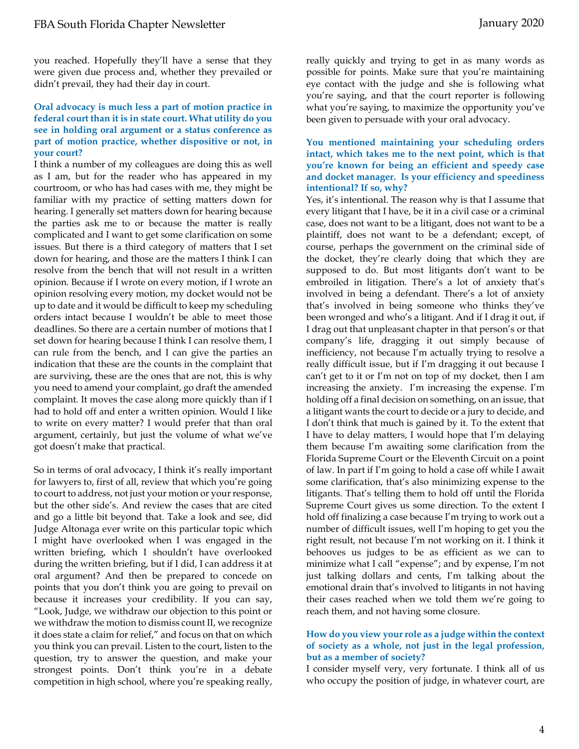you reached. Hopefully they'll have a sense that they were given due process and, whether they prevailed or didn't prevail, they had their day in court.

**Oral advocacy is much less a part of motion practice in federal court than it is in state court. What utility do you see in holding oral argument or a status conference as part of motion practice, whether dispositive or not, in your court?**

I think a number of my colleagues are doing this as well as I am, but for the reader who has appeared in my courtroom, or who has had cases with me, they might be familiar with my practice of setting matters down for hearing. I generally set matters down for hearing because the parties ask me to or because the matter is really complicated and I want to get some clarification on some issues. But there is a third category of matters that I set down for hearing, and those are the matters I think I can resolve from the bench that will not result in a written opinion. Because if I wrote on every motion, if I wrote an opinion resolving every motion, my docket would not be up to date and it would be difficult to keep my scheduling orders intact because I wouldn't be able to meet those deadlines. So there are a certain number of motions that I set down for hearing because I think I can resolve them, I can rule from the bench, and I can give the parties an indication that these are the counts in the complaint that are surviving, these are the ones that are not, this is why you need to amend your complaint, go draft the amended complaint. It moves the case along more quickly than if I had to hold off and enter a written opinion. Would I like to write on every matter? I would prefer that than oral argument, certainly, but just the volume of what we've got doesn't make that practical.

So in terms of oral advocacy, I think it's really important for lawyers to, first of all, review that which you're going to court to address, not just your motion or your response, but the other side's. And review the cases that are cited and go a little bit beyond that. Take a look and see, did Judge Altonaga ever write on this particular topic which I might have overlooked when I was engaged in the written briefing, which I shouldn't have overlooked during the written briefing, but if I did, I can address it at oral argument? And then be prepared to concede on points that you don't think you are going to prevail on because it increases your credibility. If you can say, "Look, Judge, we withdraw our objection to this point or we withdraw the motion to dismiss count II, we recognize it does state a claim for relief," and focus on that on which you think you can prevail. Listen to the court, listen to the question, try to answer the question, and make your strongest points. Don't think you're in a debate competition in high school, where you're speaking really, really quickly and trying to get in as many words as possible for points. Make sure that you're maintaining eye contact with the judge and she is following what you're saying, and that the court reporter is following what you're saying, to maximize the opportunity you've been given to persuade with your oral advocacy.

**You mentioned maintaining your scheduling orders intact, which takes me to the next point, which is that you're known for being an efficient and speedy case and docket manager. Is your efficiency and speediness intentional? If so, why?**

Yes, it's intentional. The reason why is that I assume that every litigant that I have, be it in a civil case or a criminal case, does not want to be a litigant, does not want to be a plaintiff, does not want to be a defendant; except, of course, perhaps the government on the criminal side of the docket, they're clearly doing that which they are supposed to do. But most litigants don't want to be embroiled in litigation. There's a lot of anxiety that's involved in being a defendant. There's a lot of anxiety that's involved in being someone who thinks they've been wronged and who's a litigant. And if I drag it out, if I drag out that unpleasant chapter in that person's or that company's life, dragging it out simply because of inefficiency, not because I'm actually trying to resolve a really difficult issue, but if I'm dragging it out because I can't get to it or I'm not on top of my docket, then I am increasing the anxiety. I'm increasing the expense. I'm holding off a final decision on something, on an issue, that a litigant wants the court to decide or a jury to decide, and I don't think that much is gained by it. To the extent that I have to delay matters, I would hope that I'm delaying them because I'm awaiting some clarification from the Florida Supreme Court or the Eleventh Circuit on a point of law. In part if I'm going to hold a case off while I await some clarification, that's also minimizing expense to the litigants. That's telling them to hold off until the Florida Supreme Court gives us some direction. To the extent I hold off finalizing a case because I'm trying to work out a number of difficult issues, well I'm hoping to get you the right result, not because I'm not working on it. I think it behooves us judges to be as efficient as we can to minimize what I call "expense"; and by expense, I'm not just talking dollars and cents, I'm talking about the emotional drain that's involved to litigants in not having their cases reached when we told them we're going to reach them, and not having some closure.

**How do you view your role as a judge within the context of society as a whole, not just in the legal profession, but as a member of society?**

I consider myself very, very fortunate. I think all of us who occupy the position of judge, in whatever court, are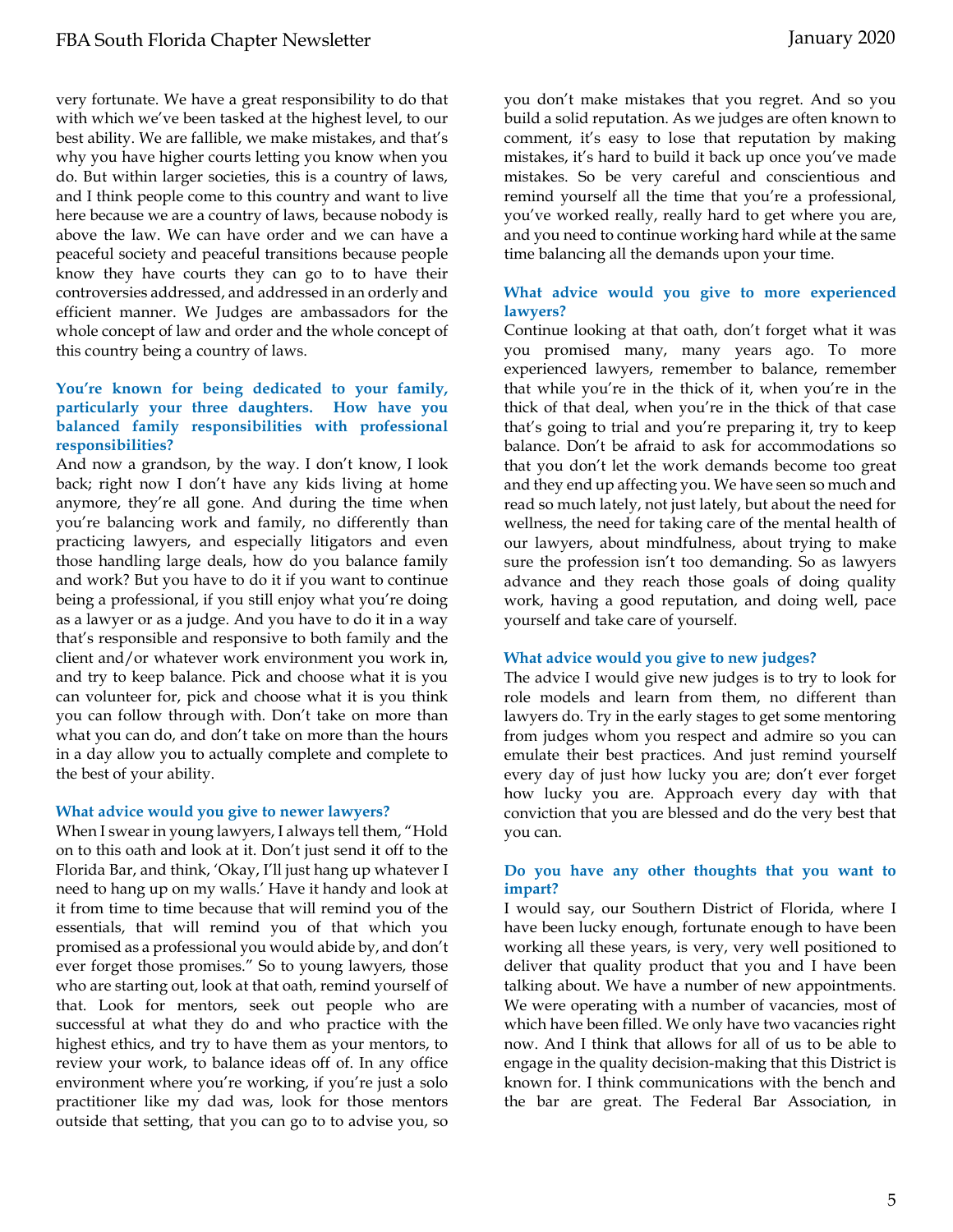very fortunate. We have a great responsibility to do that with which we've been tasked at the highest level, to our best ability. We are fallible, we make mistakes, and that's why you have higher courts letting you know when you do. But within larger societies, this is a country of laws, and I think people come to this country and want to live here because we are a country of laws, because nobody is above the law. We can have order and we can have a peaceful society and peaceful transitions because people know they have courts they can go to to have their controversies addressed, and addressed in an orderly and efficient manner. We Judges are ambassadors for the whole concept of law and order and the whole concept of this country being a country of laws.

**You're known for being dedicated to your family, particularly your three daughters. How have you balanced family responsibilities with professional responsibilities?**

And now a grandson, by the way. I don't know, I look back; right now I don't have any kids living at home anymore, they're all gone. And during the time when you're balancing work and family, no differently than practicing lawyers, and especially litigators and even those handling large deals, how do you balance family and work? But you have to do it if you want to continue being a professional, if you still enjoy what you're doing as a lawyer or as a judge. And you have to do it in a way that's responsible and responsive to both family and the client and/or whatever work environment you work in, and try to keep balance. Pick and choose what it is you can volunteer for, pick and choose what it is you think you can follow through with. Don't take on more than what you can do, and don't take on more than the hours in a day allow you to actually complete and complete to the best of your ability.

**What advice would you give to newer lawyers?**

When I swear in young lawyers, I always tell them, "Hold on to this oath and look at it. Don't just send it off to the Florida Bar, and think, 'Okay, I'll just hang up whatever I need to hang up on my walls.' Have it handy and look at it from time to time because that will remind you of the essentials, that will remind you of that which you promised as a professional you would abide by, and don't ever forget those promises." So to young lawyers, those who are starting out, look at that oath, remind yourself of that. Look for mentors, seek out people who are successful at what they do and who practice with the highest ethics, and try to have them as your mentors, to review your work, to balance ideas off of. In any office environment where you're working, if you're just a solo practitioner like my dad was, look for those mentors outside that setting, that you can go to to advise you, so you don't make mistakes that you regret. And so you build a solid reputation. As we judges are often known to comment, it's easy to lose that reputation by making mistakes, it's hard to build it back up once you've made mistakes. So be very careful and conscientious and remind yourself all the time that you're a professional, you've worked really, really hard to get where you are, and you need to continue working hard while at the same time balancing all the demands upon your time.

**What advice would you give to more experienced lawyers?**

Continue looking at that oath, don't forget what it was you promised many, many years ago. To more experienced lawyers, remember to balance, remember that while you're in the thick of it, when you're in the thick of that deal, when you're in the thick of that case that's going to trial and you're preparing it, try to keep balance. Don't be afraid to ask for accommodations so that you don't let the work demands become too great and they end up affecting you. We have seen so much and read so much lately, not just lately, but about the need for wellness, the need for taking care of the mental health of our lawyers, about mindfulness, about trying to make sure the profession isn't too demanding. So as lawyers advance and they reach those goals of doing quality work, having a good reputation, and doing well, pace yourself and take care of yourself.

**What advice would you give to new judges?**

The advice I would give new judges is to try to look for role models and learn from them, no different than lawyers do. Try in the early stages to get some mentoring from judges whom you respect and admire so you can emulate their best practices. And just remind yourself every day of just how lucky you are; don't ever forget how lucky you are. Approach every day with that conviction that you are blessed and do the very best that you can.

**Do you have any other thoughts that you want to impart?**

I would say, our Southern District of Florida, where I have been lucky enough, fortunate enough to have been working all these years, is very, very well positioned to deliver that quality product that you and I have been talking about. We have a number of new appointments. We were operating with a number of vacancies, most of which have been filled. We only have two vacancies right now. And I think that allows for all of us to be able to engage in the quality decision-making that this District is known for. I think communications with the bench and the bar are great. The Federal Bar Association, in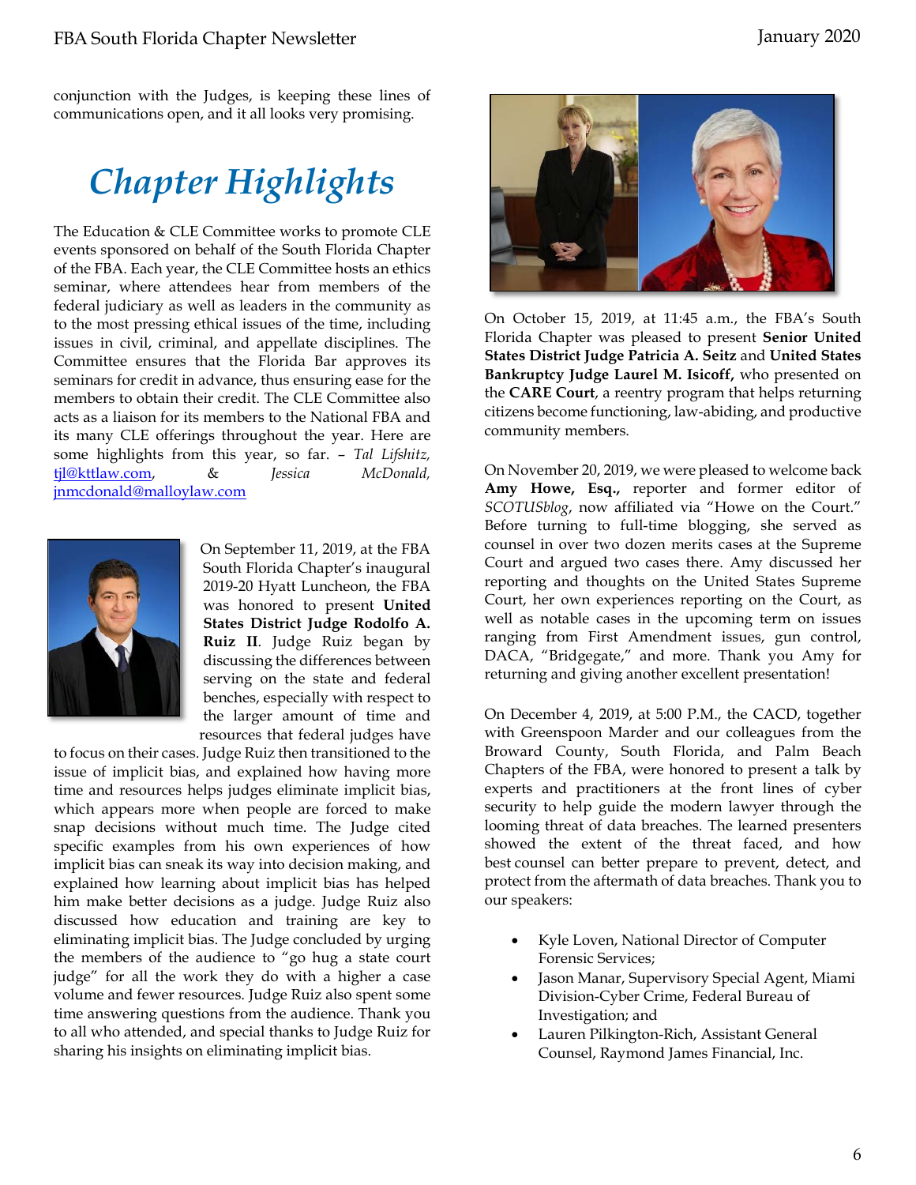conjunction with the Judges, is keeping these lines of communications open, and it all looks very promising.

# *Chapter Highlights*

The Education & CLE Committee works to promote CLE events sponsored on behalf of the South Florida Chapter of the FBA. Each year, the CLE Committee hosts an ethics seminar, where attendees hear from members of the federal judiciary as well as leaders in the community as to the most pressing ethical issues of the time, including issues in civil, criminal, and appellate disciplines. The Committee ensures that the Florida Bar approves its seminars for credit in advance, thus ensuring ease for the members to obtain their credit. The CLE Committee also acts as a liaison for its members to the National FBA and its many CLE offerings throughout the year. Here are some highlights from this year, so far. – *Tal Lifshitz,* tjl@kttlaw.com, & *Jessica McDonald,* jnmcdonald@malloylaw.com

On September 11, 2019, at the FBA South Florida Chapter's inaugural 2019-20 Hyatt Luncheon, the FBA was honored to present **United States District Judge Rodolfo A. Ruiz II**. Judge Ruiz began by discussing the differences between serving on the state and federal benches, especially with respect to the larger amount of time and resources that federal judges have to focus on their cases. Judge Ruiz then transitioned to the issue of implicit bias, and explained how having more time and resources helps judges eliminate implicit bias, which appears more when people are forced to make snap decisions without much time. The Judge cited specific examples from his own experiences of how implicit bias can sneak its way into decision making, and explained how learning about implicit bias has helped him make better decisions as a judge. Judge Ruiz also discussed how education and training are key to eliminating implicit bias. The Judge concluded by urging the members of the audience to "go hug a state court judge" for all the work they do with a higher a case volume and fewer resources. Judge Ruiz also spent some time answering questions from the audience. Thank you to all who attended, and special thanks to Judge Ruiz for sharing his insights on eliminating implicit bias.

On October 15, 2019, at 11:45 a.m., the FBA's South Florida Chapter was pleased to present **Senior United States District Judge Patricia A. Seitz** and **United States Bankruptcy Judge Laurel M. Isicoff,** who presented on the **CARE Court**, a reentry program that helps returning citizens become functioning, law-abiding, and productive community members.

On November 20, 2019, we were pleased to welcome back **Amy Howe, Esq.,** reporter and former editor of *SCOTUSblog*, now affiliated via "Howe on the Court." Before turning to full-time blogging, she served as counsel in over two dozen merits cases at the Supreme Court and argued two cases there. Amy discussed her reporting and thoughts on the United States Supreme Court, her own experiences reporting on the Court, as well as notable cases in the upcoming term on issues ranging from First Amendment issues, gun control, DACA, "Bridgegate," and more. Thank you Amy for returning and giving another excellent presentation!

On December 4, 2019, at 5:00 P.M., the CACD, together with Greenspoon Marder and our colleagues from the Broward County, South Florida, and Palm Beach Chapters of the FBA, were honored to present a talk by experts and practitioners at the front lines of cyber security to help guide the modern lawyer through the looming threat of data breaches. The learned presenters showed the extent of the threat faced, and how best counsel can better prepare to prevent, detect, and protect from the aftermath of data breaches. Thank you to our speakers:

- Kyle Loven, National Director of Computer Forensic Services;
- Jason Manar, Supervisory Special Agent, Miami Division-Cyber Crime, Federal Bureau of Investigation; and
- Lauren Pilkington-Rich, Assistant General Counsel, Raymond James Financial, Inc.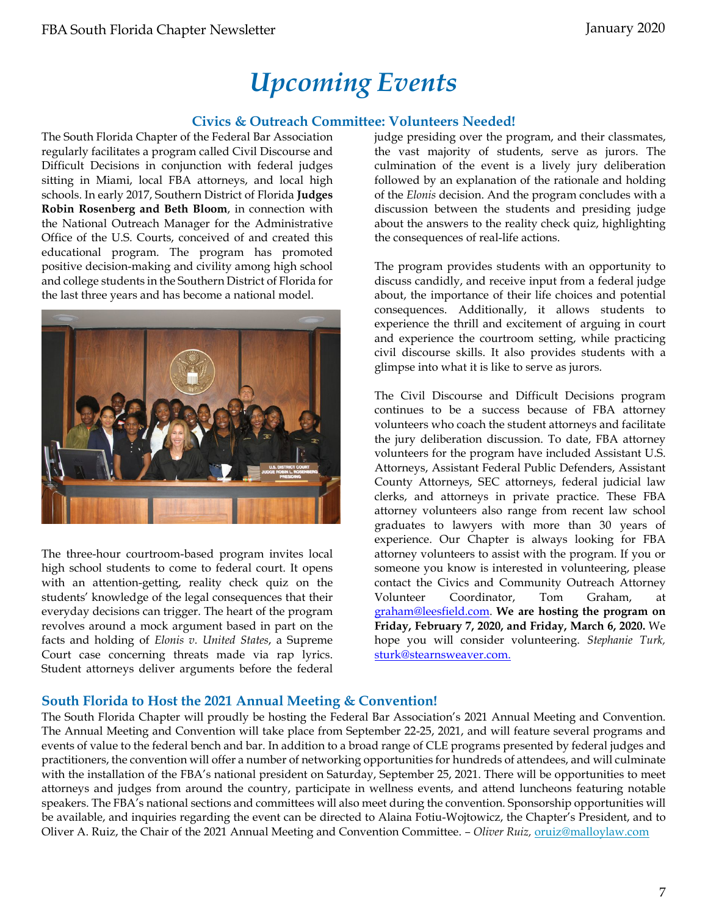# Upcoming Events

## Civics & Outreach Committee: Volunteers Needed!

The South Florida Chapter of the Federal Bar Association regularly facilitates a program called Civil Discourse and Difficult Decisions in conjunction with federal judges sitting in Miami, local FBA attorneys, and local high schools. In early 2017, Southern District of Florida **Judges Robin Rosenberg and Beth Bloom**, in connection with the National Outreach Manager for the Administrative Office of the U.S. Courts, conceived of and created this educational program. The program has promoted positive decision-making and civility among high school and college students in the Southern District of Florida for the last three years and has become a national model.

The three-hour courtroom-based program invites local high school students to come to federal court. It opens with an attention-getting, reality check quiz on the students' knowledge of the legal consequences that their everyday decisions can trigger. The heart of the program revolves around a mock argument based in part on the facts and holding of *Elonis v. United States*, a Supreme Court case concerning threats made via rap lyrics. Student attorneys deliver arguments before the federal judge presiding over the program, and their classmates, the vast majority of students, serve as jurors. The culmination of the event is a lively jury deliberation followed by an explanation of the rationale and holding of the *Elonis* decision. And the program concludes with a discussion between the students and presiding judge about the answers to the reality check quiz, highlighting the consequences of real-life actions.

The program provides students with an opportunity to discuss candidly, and receive input from a federal judge about, the importance of their life choices and potential consequences. Additionally, it allows students to experience the thrill and excitement of arguing in court and experience the courtroom setting, while practicing civil discourse skills. It also provides students with a glimpse into what it is like to serve as jurors.

The Civil Discourse and Difficult Decisions program continues to be a success because of FBA attorney volunteers who coach the student attorneys and facilitate the jury deliberation discussion. To date, FBA attorney volunteers for the program have included Assistant U.S. Attorneys, Assistant Federal Public Defenders, Assistant County Attorneys, SEC attorneys, federal judicial law clerks, and attorneys in private practice. These FBA attorney volunteers also range from recent law school graduates to lawyers with more than 30 years of experience. Our Chapter is always looking for FBA attorney volunteers to assist with the program. If you or someone you know is interested in volunteering, please contact the Civics and Community Outreach Attorney Volunteer Coordinator, Tom Graham, at graham@leesfield.com. **We are hosting the program on Friday, February 7, 2020, and Friday, March 6, 2020.** We hope you will consider volunteering. *Stephanie Turk,* sturk@stearnsweaver.com.

## South Florida to Host the 2021 Annual Meeting & Convention!

The South Florida Chapter will proudly be hosting the Federal Bar Association's 2021 Annual Meeting and Convention. The Annual Meeting and Convention will take place from September 22-25, 2021, and will feature several programs and events of value to the federal bench and bar. In addition to a broad range of CLE programs presented by federal judges and practitioners, the convention will offer a number of networking opportunities for hundreds of attendees, and will culminate with the installation of the FBA's national president on Saturday, September 25, 2021. There will be opportunities to meet attorneys and judges from around the country, participate in wellness events, and attend luncheons featuring notable speakers. The FBA's national sections and committees will also meet during the convention. Sponsorship opportunities will be available, and inquiries regarding the event can be directed to Alaina Fotiu-Wojtowicz, the Chapter's President, and to Oliver A. Ruiz, the Chair of the 2021 Annual Meeting and Convention Committee. – *Oliver Ruiz,* oruiz@malloylaw.com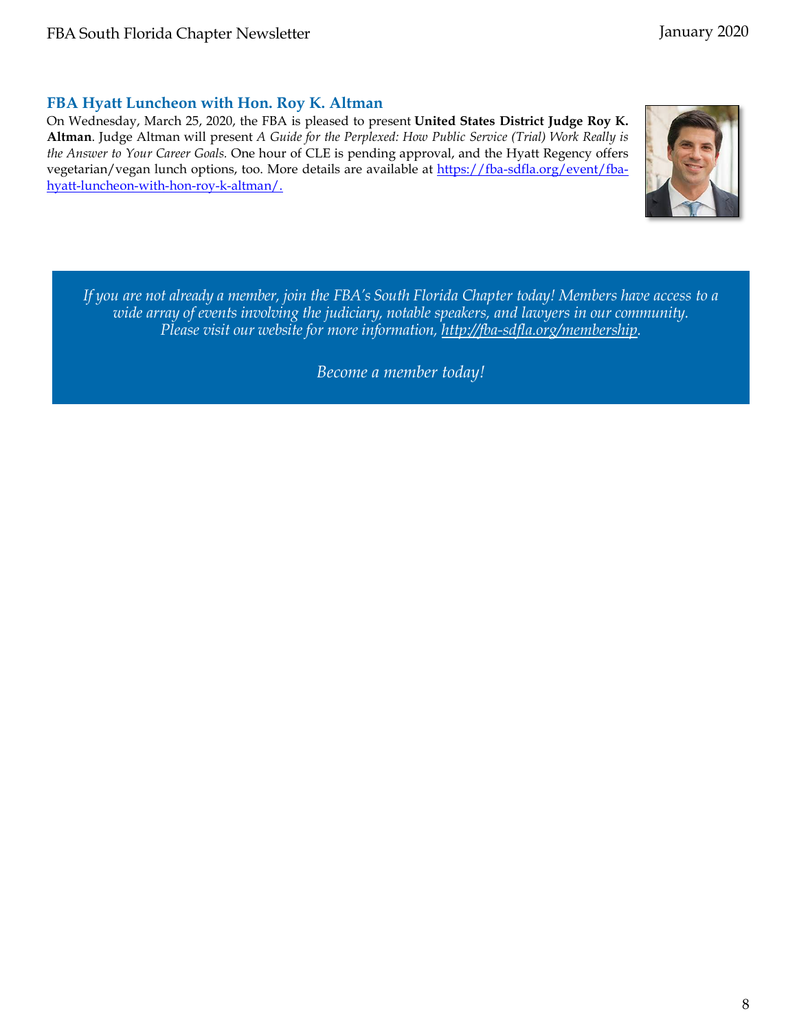## FBA Hyatt Luncheon with Hon. Roy K. Altman

On Wednesday, March 25, 2020, the FBA is pleased to present **United States District Judge Roy K. Altman**. Judge Altman will present *A Guide for the Perplexed: How Public Service (Trial) Work Really is the Answer to Your Career Goals.* One hour of CLE is pending approval, and the Hyatt Regency offers vegetarian/vegan lunch options, too. More details are available at https://fba-sdfla.org/event/fba-hyatt-luncheon-with-hon-roy-k-altman/.

*If you are not already a member, join the FBA's South Florida Chapter today! Members have access to a wide array of events involving the judiciary, notable speakers, and lawyers in our community. Please visit our website for more information, http://fba-sdfla.org/membership.*

*Become a member today!*